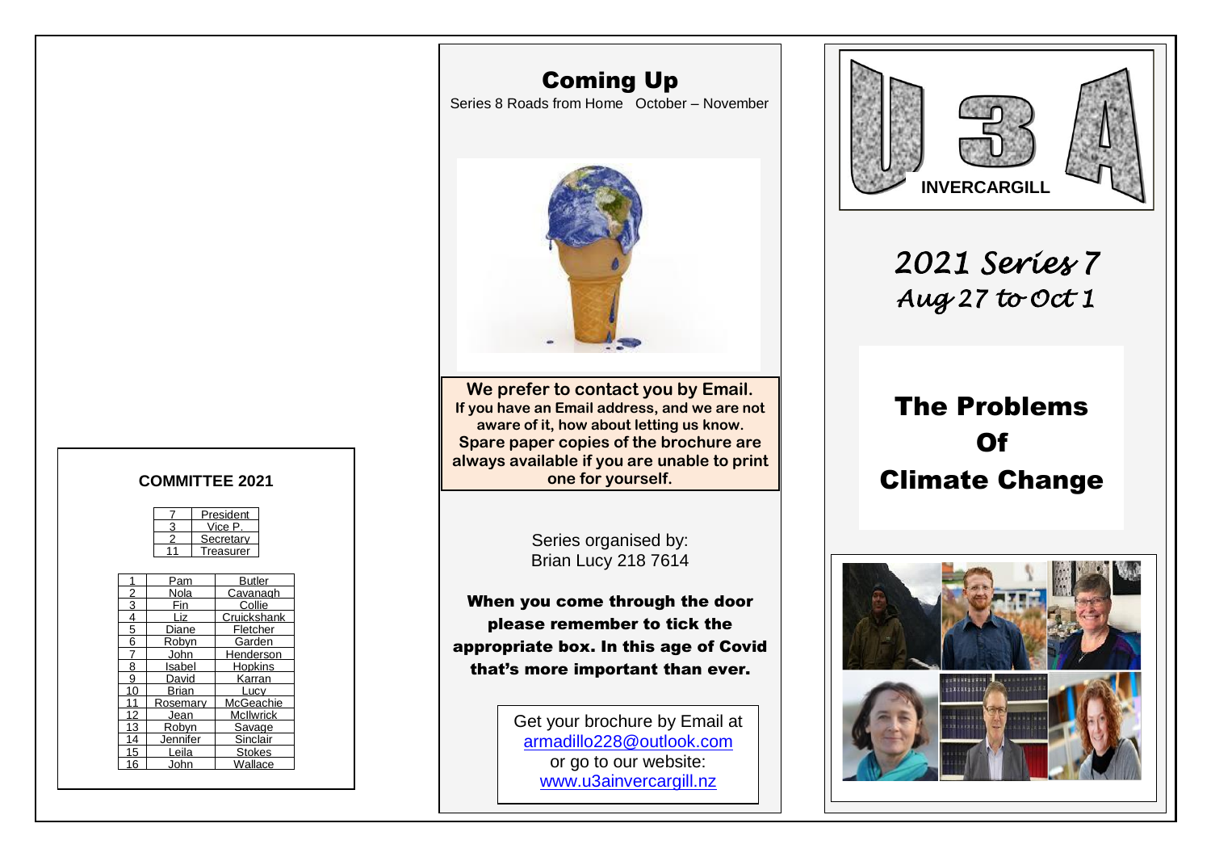## COMMITTEE 2021

| | |
|---|---|
| 7 | President |
| 3 | Vice P. |
| 2 | Secretary |
| 11 | Treasurer |

| | | |
|---|---|---|
| 1 | Pam | Butler |
| 2 | Nola | Cavanagh |
| 3 | Fin | Collie |
| 4 | Liz | Cruickshank |
| 5 | Diane | Fletcher |
| 6 | Robyn | Garden |
| 7 | John | Henderson |
| 8 | Isabel | Hopkins |
| 9 | David | Karran |
| 10 | Brian | Lucy |
| 11 | Rosemary | McGeachie |
| 12 | Jean | McIlwrick |
| 13 | Robyn | Savage |
| 14 | Jennifer | Sinclair |
| 15 | Leila | Stokes |
| 16 | John | Wallace |

# Coming Up

Series 8 Roads from Home October – November

**We prefer to contact you by Email.**
**If you have an Email address, and we are not aware of it, how about letting us know.**
**Spare paper copies of the brochure are always available if you are unable to print one for yourself.**

Series organised by:
Brian Lucy 218 7614

**When you come through the door please remember to tick the appropriate box. In this age of Covid that's more important than ever.**

Get your brochure by Email at
armadillo228@outlook.com
or go to our website:
www.u3ainvercargill.nz

# U3A INVERCARGILL

*2021 Series 7*
*Aug 27 to Oct 1*

# The Problems Of Climate Change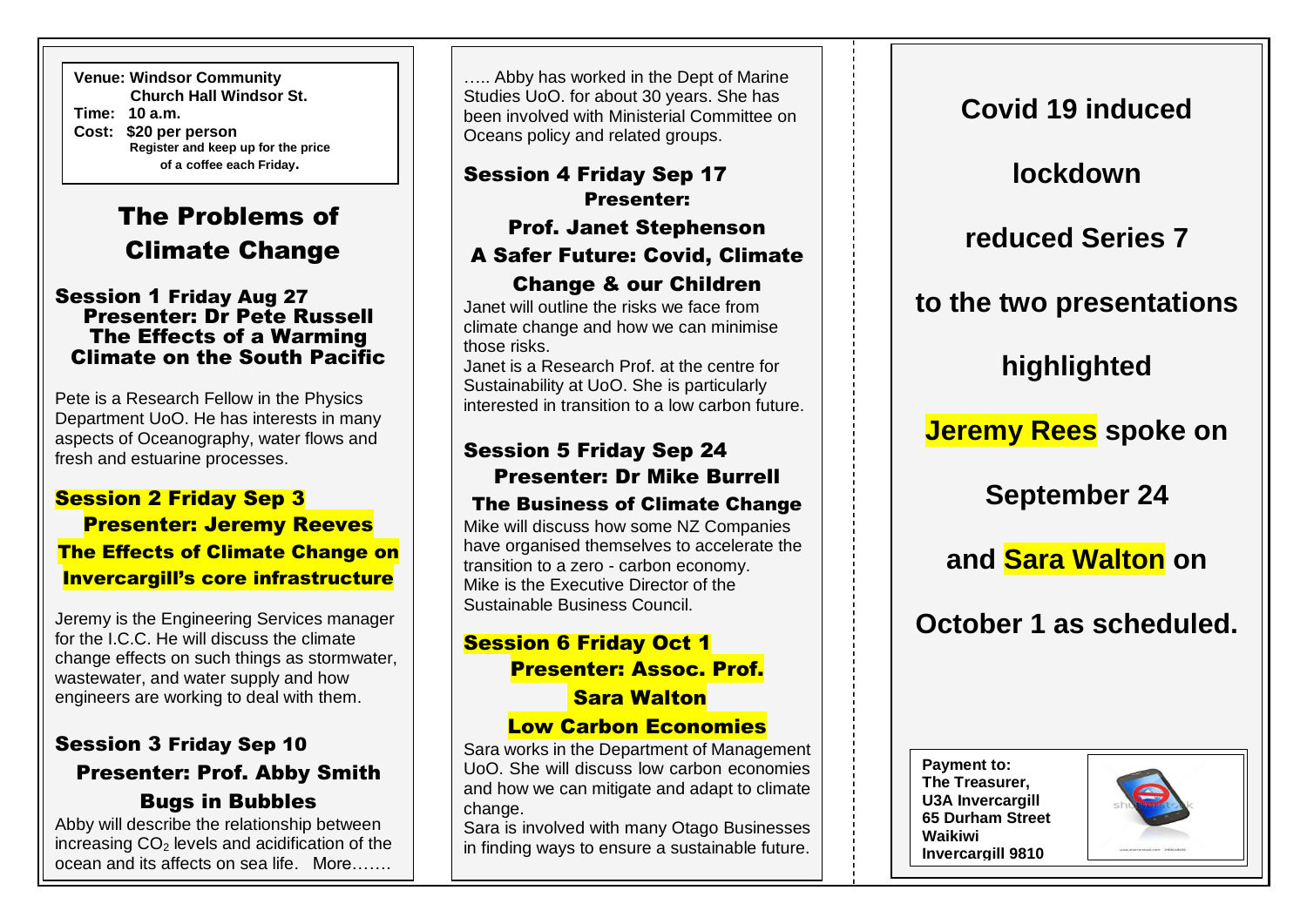**Venue: Windsor Community Church Hall Windsor St.**
**Time: 10 a.m.**
**Cost: $20 per person**
**Register and keep up for the price of a coffee each Friday.**

# The Problems of Climate Change

## Session 1 Friday Aug 27
### Presenter: Dr Pete Russell
### The Effects of a Warming Climate on the South Pacific

Pete is a Research Fellow in the Physics Department UoO. He has interests in many aspects of Oceanography, water flows and fresh and estuarine processes.

## Session 2 Friday Sep 3
### Presenter: Jeremy Reeves
### The Effects of Climate Change on Invercargill's core infrastructure

Jeremy is the Engineering Services manager for the I.C.C. He will discuss the climate change effects on such things as stormwater, wastewater, and water supply and how engineers are working to deal with them.

## Session 3 Friday Sep 10
### Presenter: Prof. Abby Smith
### Bugs in Bubbles

Abby will describe the relationship between increasing $CO_2$ levels and acidification of the ocean and its affects on sea life. More…….

….. Abby has worked in the Dept of Marine Studies UoO. for about 30 years. She has been involved with Ministerial Committee on Oceans policy and related groups.

## Session 4 Friday Sep 17
### Presenter: Prof. Janet Stephenson
### A Safer Future: Covid, Climate Change & our Children

Janet will outline the risks we face from climate change and how we can minimise those risks.
Janet is a Research Prof. at the centre for Sustainability at UoO. She is particularly interested in transition to a low carbon future.

## Session 5 Friday Sep 24
### Presenter: Dr Mike Burrell
### The Business of Climate Change

Mike will discuss how some NZ Companies have organised themselves to accelerate the transition to a zero - carbon economy.
Mike is the Executive Director of the Sustainable Business Council.

## Session 6 Friday Oct 1
### Presenter: Assoc. Prof. Sara Walton
### Low Carbon Economies

Sara works in the Department of Management UoO. She will discuss low carbon economies and how we can mitigate and adapt to climate change.
Sara is involved with many Otago Businesses in finding ways to ensure a sustainable future.

**Covid 19 induced lockdown reduced Series 7 to the two presentations highlighted**

**Jeremy Rees spoke on September 24 and Sara Walton on October 1 as scheduled.**

**Payment to:**
**The Treasurer,**
**U3A Invercargill**
**65 Durham Street**
**Waikiwi**
**Invercargill 9810**